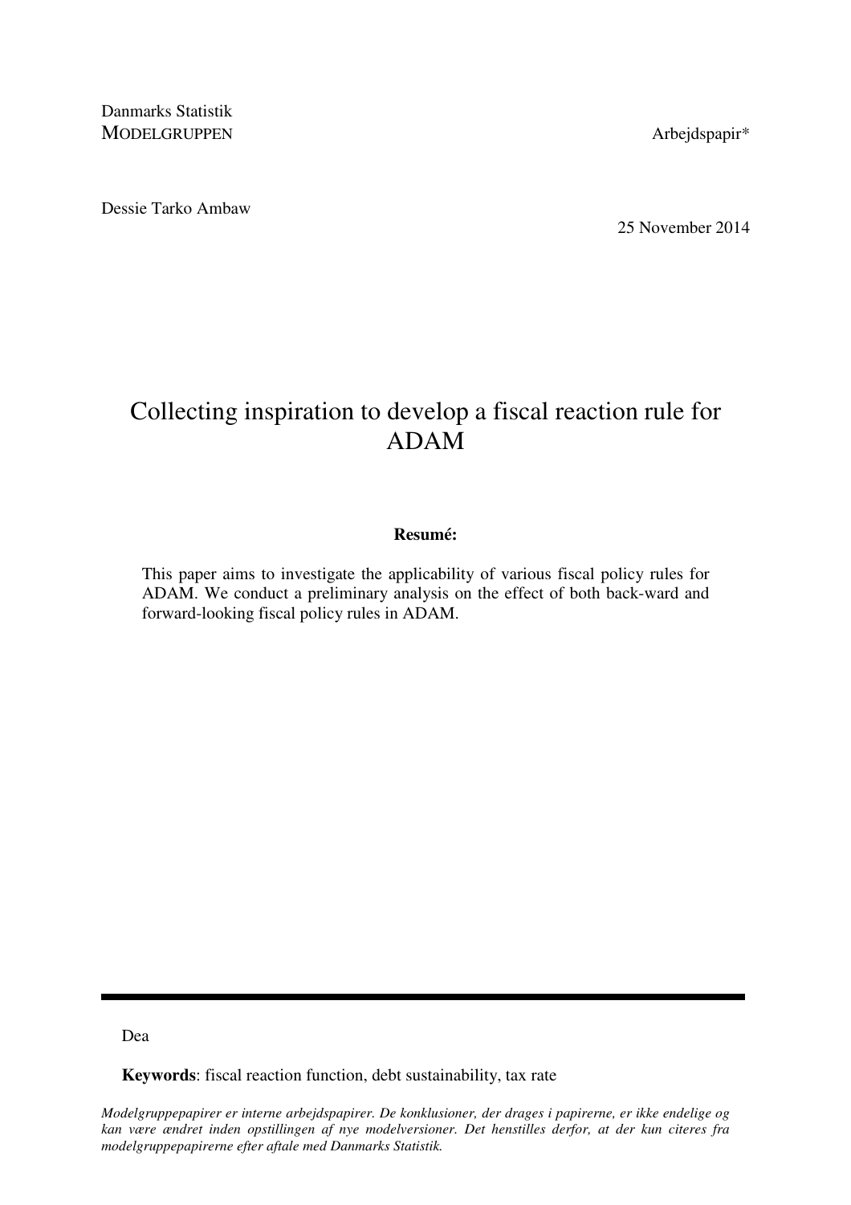Danmarks Statistik
MODELGRUPPEN

Arbejdspapir*

Dessie Tarko Ambaw

25 November 2014

# Collecting inspiration to develop a fiscal reaction rule for ADAM

**Resumé:**

This paper aims to investigate the applicability of various fiscal policy rules for ADAM. We conduct a preliminary analysis on the effect of both back-ward and forward-looking fiscal policy rules in ADAM.

---

Dea

**Keywords**: fiscal reaction function, debt sustainability, tax rate

*Modelgruppepapirer er interne arbejdspapirer. De konklusioner, der drages i papirerne, er ikke endelige og kan være ændret inden opstillingen af nye modelversioner. Det henstilles derfor, at der kun citeres fra modelgruppepapirerne efter aftale med Danmarks Statistik.*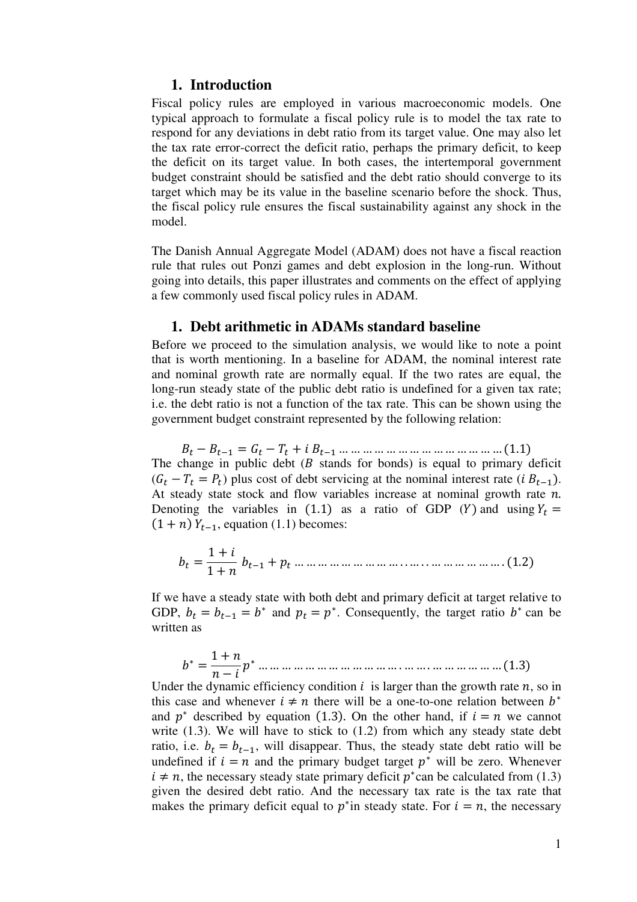## 1. Introduction

Fiscal policy rules are employed in various macroeconomic models. One typical approach to formulate a fiscal policy rule is to model the tax rate to respond for any deviations in debt ratio from its target value. One may also let the tax rate error-correct the deficit ratio, perhaps the primary deficit, to keep the deficit on its target value. In both cases, the intertemporal government budget constraint should be satisfied and the debt ratio should converge to its target which may be its value in the baseline scenario before the shock. Thus, the fiscal policy rule ensures the fiscal sustainability against any shock in the model.

The Danish Annual Aggregate Model (ADAM) does not have a fiscal reaction rule that rules out Ponzi games and debt explosion in the long-run. Without going into details, this paper illustrates and comments on the effect of applying a few commonly used fiscal policy rules in ADAM.

## 1. Debt arithmetic in ADAMs standard baseline

Before we proceed to the simulation analysis, we would like to note a point that is worth mentioning. In a baseline for ADAM, the nominal interest rate and nominal growth rate are normally equal. If the two rates are equal, the long-run steady state of the public debt ratio is undefined for a given tax rate; i.e. the debt ratio is not a function of the tax rate. This can be shown using the government budget constraint represented by the following relation:

$$B_t - B_{t-1} = G_t - T_t + i\, B_{t-1} \qquad (1.1)$$

The change in public debt ($B$ stands for bonds) is equal to primary deficit ($G_t - T_t = P_t$) plus cost of debt servicing at the nominal interest rate ($i\, B_{t-1}$). At steady state stock and flow variables increase at nominal growth rate $n$. Denoting the variables in (1.1) as a ratio of GDP ($Y$) and using $Y_t = (1+n)\, Y_{t-1}$, equation (1.1) becomes:

$$b_t = \frac{1+i}{1+n}\, b_{t-1} + p_t \qquad (1.2)$$

If we have a steady state with both debt and primary deficit at target relative to GDP, $b_t = b_{t-1} = b^*$ and $p_t = p^*$. Consequently, the target ratio $b^*$ can be written as

$$b^* = \frac{1+n}{n-i} p^* \qquad (1.3)$$

Under the dynamic efficiency condition $i$ is larger than the growth rate $n$, so in this case and whenever $i \neq n$ there will be a one-to-one relation between $b^*$ and $p^*$ described by equation (1.3). On the other hand, if $i = n$ we cannot write (1.3). We will have to stick to (1.2) from which any steady state debt ratio, i.e. $b_t = b_{t-1}$, will disappear. Thus, the steady state debt ratio will be undefined if $i = n$ and the primary budget target $p^*$ will be zero. Whenever $i \neq n$, the necessary steady state primary deficit $p^*$ can be calculated from (1.3) given the desired debt ratio. And the necessary tax rate is the tax rate that makes the primary deficit equal to $p^*$ in steady state. For $i = n$, the necessary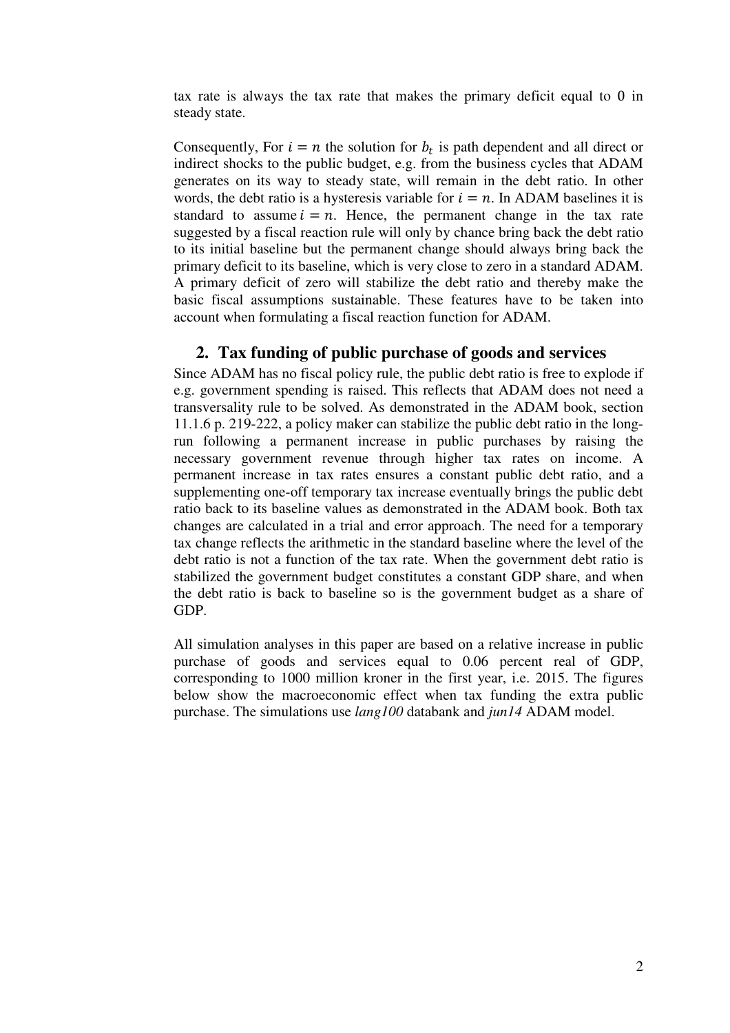tax rate is always the tax rate that makes the primary deficit equal to 0 in steady state.

Consequently, For $i = n$ the solution for $b_t$ is path dependent and all direct or indirect shocks to the public budget, e.g. from the business cycles that ADAM generates on its way to steady state, will remain in the debt ratio. In other words, the debt ratio is a hysteresis variable for $i = n$. In ADAM baselines it is standard to assume $i = n$. Hence, the permanent change in the tax rate suggested by a fiscal reaction rule will only by chance bring back the debt ratio to its initial baseline but the permanent change should always bring back the primary deficit to its baseline, which is very close to zero in a standard ADAM. A primary deficit of zero will stabilize the debt ratio and thereby make the basic fiscal assumptions sustainable. These features have to be taken into account when formulating a fiscal reaction function for ADAM.

## 2. Tax funding of public purchase of goods and services

Since ADAM has no fiscal policy rule, the public debt ratio is free to explode if e.g. government spending is raised. This reflects that ADAM does not need a transversality rule to be solved. As demonstrated in the ADAM book, section 11.1.6 p. 219-222, a policy maker can stabilize the public debt ratio in the long-run following a permanent increase in public purchases by raising the necessary government revenue through higher tax rates on income. A permanent increase in tax rates ensures a constant public debt ratio, and a supplementing one-off temporary tax increase eventually brings the public debt ratio back to its baseline values as demonstrated in the ADAM book. Both tax changes are calculated in a trial and error approach. The need for a temporary tax change reflects the arithmetic in the standard baseline where the level of the debt ratio is not a function of the tax rate. When the government debt ratio is stabilized the government budget constitutes a constant GDP share, and when the debt ratio is back to baseline so is the government budget as a share of GDP.

All simulation analyses in this paper are based on a relative increase in public purchase of goods and services equal to 0.06 percent real of GDP, corresponding to 1000 million kroner in the first year, i.e. 2015. The figures below show the macroeconomic effect when tax funding the extra public purchase. The simulations use *lang100* databank and *jun14* ADAM model.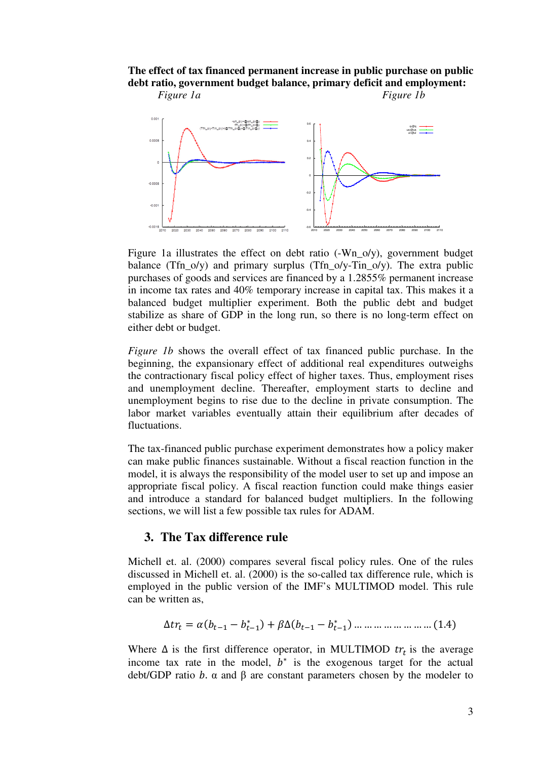**The effect of tax financed permanent increase in public purchase on public debt ratio, government budget balance, primary deficit and employment:**

*Figure 1a* *Figure 1b*

Figure 1a illustrates the effect on debt ratio (-Wn_o/y), government budget balance (Tfn_o/y) and primary surplus (Tfn_o/y-Tin_o/y). The extra public purchases of goods and services are financed by a 1.2855% permanent increase in income tax rates and 40% temporary increase in capital tax. This makes it a balanced budget multiplier experiment. Both the public debt and budget stabilize as share of GDP in the long run, so there is no long-term effect on either debt or budget.

*Figure 1b* shows the overall effect of tax financed public purchase. In the beginning, the expansionary effect of additional real expenditures outweighs the contractionary fiscal policy effect of higher taxes. Thus, employment rises and unemployment decline. Thereafter, employment starts to decline and unemployment begins to rise due to the decline in private consumption. The labor market variables eventually attain their equilibrium after decades of fluctuations.

The tax-financed public purchase experiment demonstrates how a policy maker can make public finances sustainable. Without a fiscal reaction function in the model, it is always the responsibility of the model user to set up and impose an appropriate fiscal policy. A fiscal reaction function could make things easier and introduce a standard for balanced budget multipliers. In the following sections, we will list a few possible tax rules for ADAM.

## 3. The Tax difference rule

Michell et. al. (2000) compares several fiscal policy rules. One of the rules discussed in Michell et. al. (2000) is the so-called tax difference rule, which is employed in the public version of the IMF's MULTIMOD model. This rule can be written as,

$$\Delta tr_t = \alpha(b_{t-1} - b^*_{t-1}) + \beta\Delta(b_{t-1} - b^*_{t-1}) \quad \text{(1.4)}$$

Where $\Delta$ is the first difference operator, in MULTIMOD $tr_t$ is the average income tax rate in the model, $b^*$ is the exogenous target for the actual debt/GDP ratio $b$. $\alpha$ and $\beta$ are constant parameters chosen by the modeler to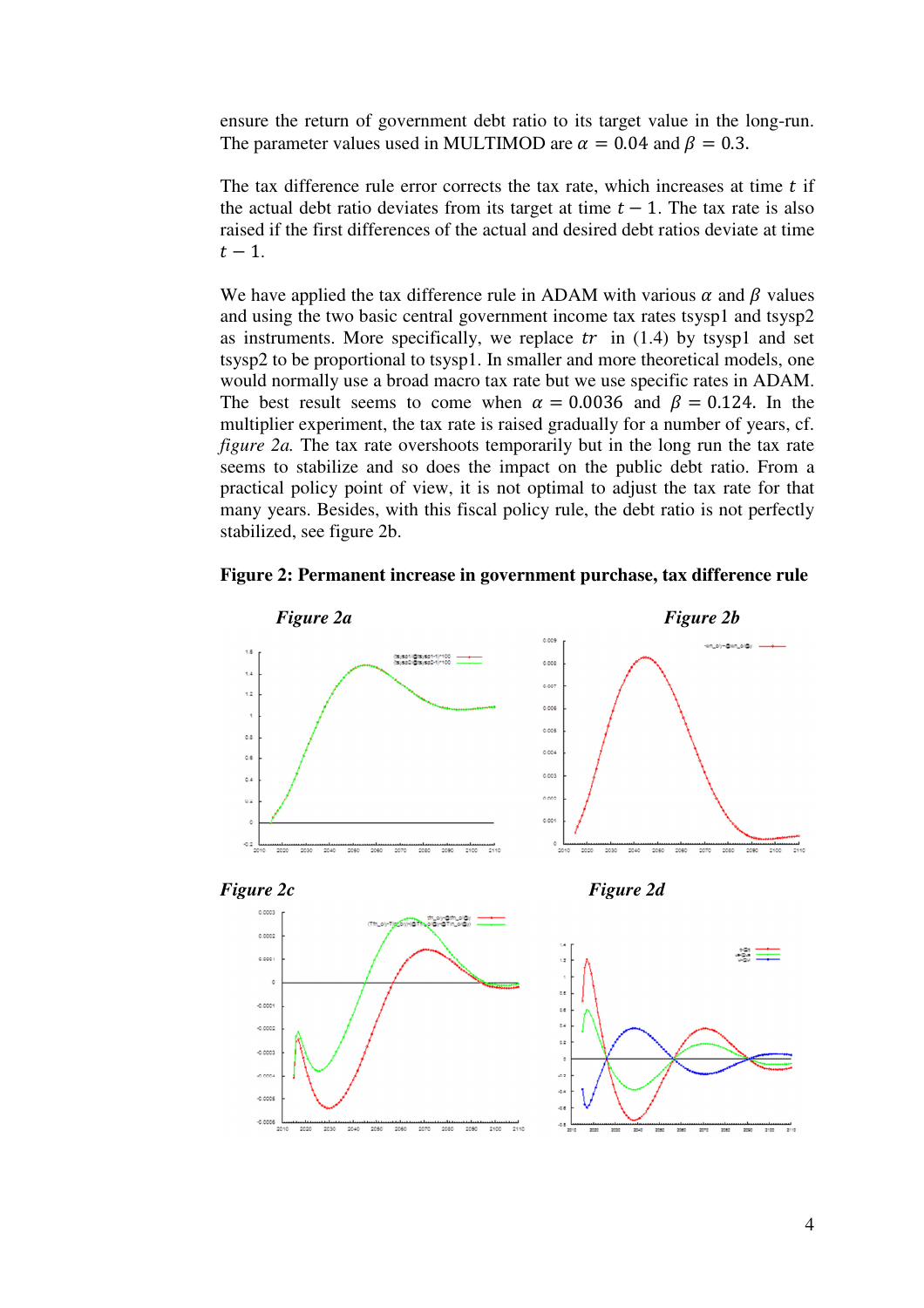ensure the return of government debt ratio to its target value in the long-run. The parameter values used in MULTIMOD are $\alpha = 0.04$ and $\beta = 0.3$.

The tax difference rule error corrects the tax rate, which increases at time $t$ if the actual debt ratio deviates from its target at time $t-1$. The tax rate is also raised if the first differences of the actual and desired debt ratios deviate at time $t-1$.

We have applied the tax difference rule in ADAM with various $\alpha$ and $\beta$ values and using the two basic central government income tax rates tsysp1 and tsysp2 as instruments. More specifically, we replace $tr$ in (1.4) by tsysp1 and set tsysp2 to be proportional to tsysp1. In smaller and more theoretical models, one would normally use a broad macro tax rate but we use specific rates in ADAM. The best result seems to come when $\alpha = 0.0036$ and $\beta = 0.124$. In the multiplier experiment, the tax rate is raised gradually for a number of years, cf. *figure 2a.* The tax rate overshoots temporarily but in the long run the tax rate seems to stabilize and so does the impact on the public debt ratio. From a practical policy point of view, it is not optimal to adjust the tax rate for that many years. Besides, with this fiscal policy rule, the debt ratio is not perfectly stabilized, see figure 2b.

**Figure 2: Permanent increase in government purchase, tax difference rule**

***Figure 2a***

***Figure 2b***

***Figure 2c***

***Figure 2d***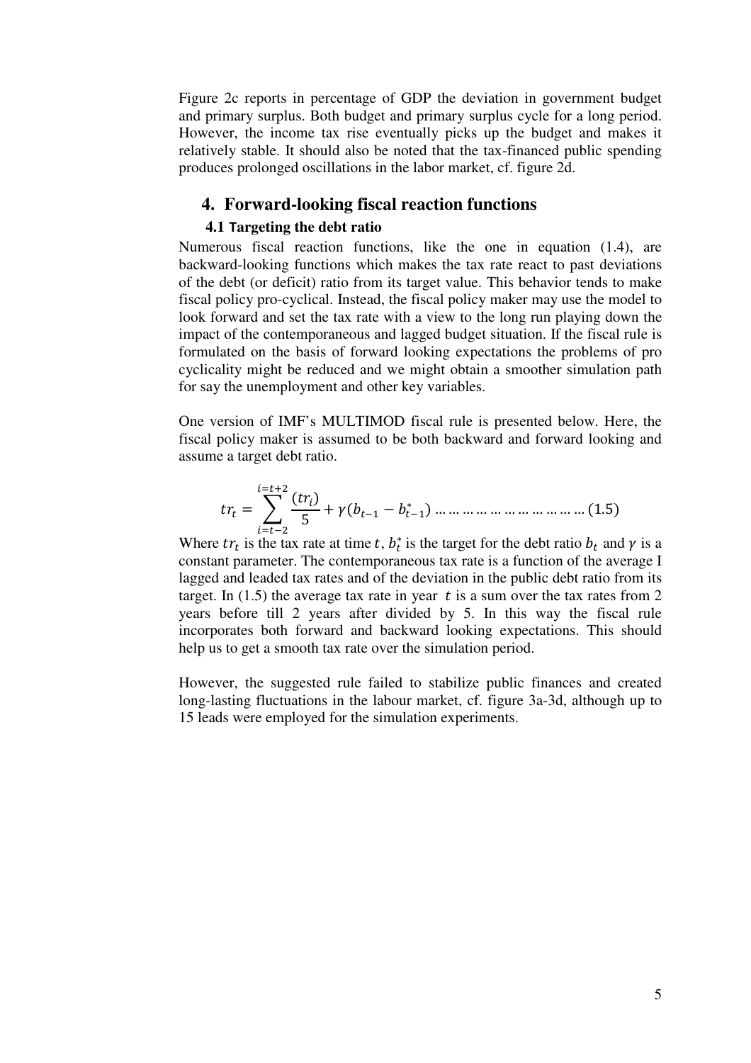Figure 2c reports in percentage of GDP the deviation in government budget and primary surplus. Both budget and primary surplus cycle for a long period. However, the income tax rise eventually picks up the budget and makes it relatively stable. It should also be noted that the tax-financed public spending produces prolonged oscillations in the labor market, cf. figure 2d.

## 4. Forward-looking fiscal reaction functions

### 4.1 Targeting the debt ratio

Numerous fiscal reaction functions, like the one in equation (1.4), are backward-looking functions which makes the tax rate react to past deviations of the debt (or deficit) ratio from its target value. This behavior tends to make fiscal policy pro-cyclical. Instead, the fiscal policy maker may use the model to look forward and set the tax rate with a view to the long run playing down the impact of the contemporaneous and lagged budget situation. If the fiscal rule is formulated on the basis of forward looking expectations the problems of pro cyclicality might be reduced and we might obtain a smoother simulation path for say the unemployment and other key variables.

One version of IMF's MULTIMOD fiscal rule is presented below. Here, the fiscal policy maker is assumed to be both backward and forward looking and assume a target debt ratio.

$$tr_t = \sum_{i=t-2}^{i=t+2} \frac{(tr_i)}{5} + \gamma(b_{t-1} - b^*_{t-1}) \quad \text{(1.5)}$$

Where $tr_t$ is the tax rate at time $t$, $b^*_t$ is the target for the debt ratio $b_t$ and $\gamma$ is a constant parameter. The contemporaneous tax rate is a function of the average I lagged and leaded tax rates and of the deviation in the public debt ratio from its target. In (1.5) the average tax rate in year $t$ is a sum over the tax rates from 2 years before till 2 years after divided by 5. In this way the fiscal rule incorporates both forward and backward looking expectations. This should help us to get a smooth tax rate over the simulation period.

However, the suggested rule failed to stabilize public finances and created long-lasting fluctuations in the labour market, cf. figure 3a-3d, although up to 15 leads were employed for the simulation experiments.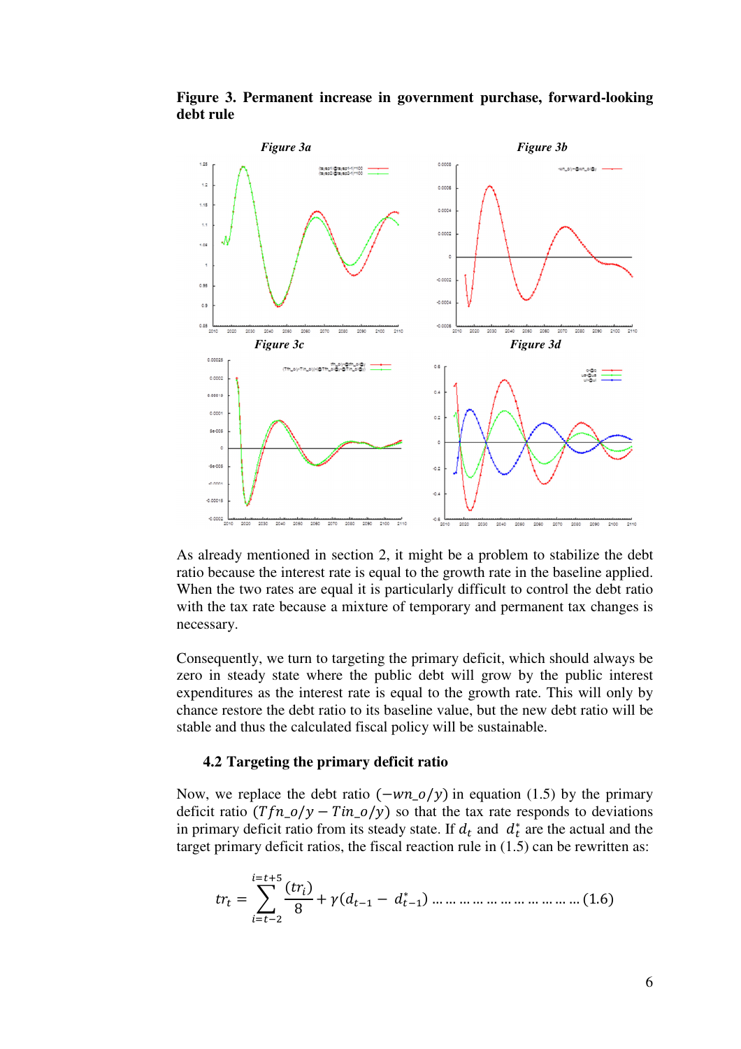**Figure 3. Permanent increase in government purchase, forward-looking debt rule**

*Figure 3a* *Figure 3b*

*Figure 3c* *Figure 3d*

As already mentioned in section 2, it might be a problem to stabilize the debt ratio because the interest rate is equal to the growth rate in the baseline applied. When the two rates are equal it is particularly difficult to control the debt ratio with the tax rate because a mixture of temporary and permanent tax changes is necessary.

Consequently, we turn to targeting the primary deficit, which should always be zero in steady state where the public debt will grow by the public interest expenditures as the interest rate is equal to the growth rate. This will only by chance restore the debt ratio to its baseline value, but the new debt ratio will be stable and thus the calculated fiscal policy will be sustainable.

### 4.2 Targeting the primary deficit ratio

Now, we replace the debt ratio ($-wn\_o/y$) in equation (1.5) by the primary deficit ratio ($Tfn\_o/y - Tin\_o/y$) so that the tax rate responds to deviations in primary deficit ratio from its steady state. If $d_t$ and $d_t^*$ are the actual and the target primary deficit ratios, the fiscal reaction rule in (1.5) can be rewritten as:

$$tr_t = \sum_{i=t-2}^{i=t+5} \frac{(tr_i)}{8} + \gamma(d_{t-1} - d_{t-1}^*) \quad \dots\dots\dots\dots\dots\dots\dots\dots\dots (1.6)$$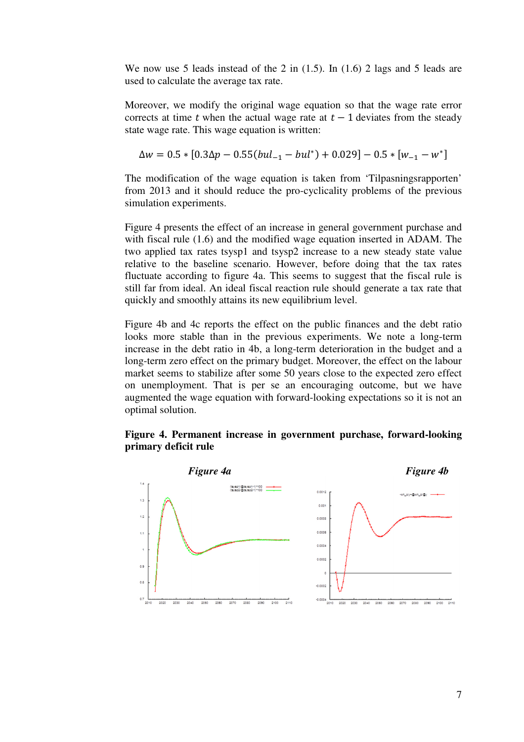We now use 5 leads instead of the 2 in (1.5). In (1.6) 2 lags and 5 leads are used to calculate the average tax rate.

Moreover, we modify the original wage equation so that the wage rate error corrects at time $t$ when the actual wage rate at $t-1$ deviates from the steady state wage rate. This wage equation is written:

$$\Delta w = 0.5 * [0.3\Delta p - 0.55(bul_{-1} - bul^{*}) + 0.029] - 0.5 * [w_{-1} - w^{*}]$$

The modification of the wage equation is taken from 'Tilpasningsrapporten' from 2013 and it should reduce the pro-cyclicality problems of the previous simulation experiments.

Figure 4 presents the effect of an increase in general government purchase and with fiscal rule (1.6) and the modified wage equation inserted in ADAM. The two applied tax rates tsysp1 and tsysp2 increase to a new steady state value relative to the baseline scenario. However, before doing that the tax rates fluctuate according to figure 4a. This seems to suggest that the fiscal rule is still far from ideal. An ideal fiscal reaction rule should generate a tax rate that quickly and smoothly attains its new equilibrium level.

Figure 4b and 4c reports the effect on the public finances and the debt ratio looks more stable than in the previous experiments. We note a long-term increase in the debt ratio in 4b, a long-term deterioration in the budget and a long-term zero effect on the primary budget. Moreover, the effect on the labour market seems to stabilize after some 50 years close to the expected zero effect on unemployment. That is per se an encouraging outcome, but we have augmented the wage equation with forward-looking expectations so it is not an optimal solution.

**Figure 4. Permanent increase in government purchase, forward-looking primary deficit rule**

***Figure 4a***

***Figure 4b***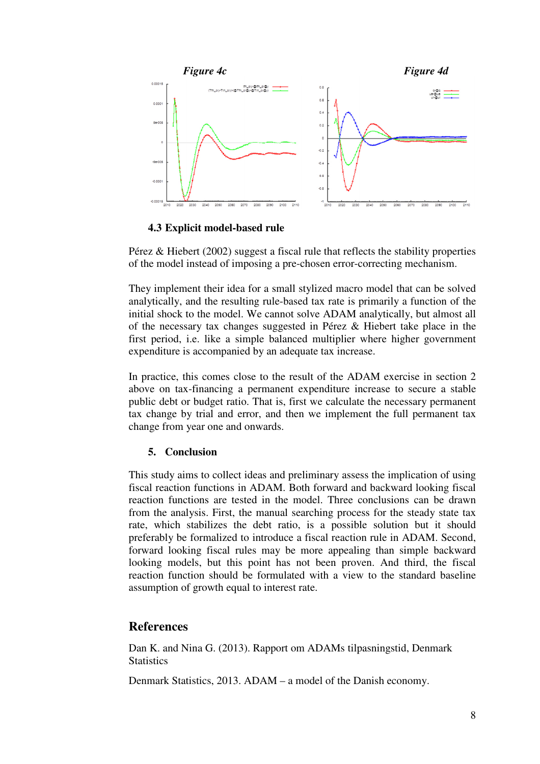*Figure 4c*

*Figure 4d*

### 4.3 Explicit model-based rule

Pérez & Hiebert (2002) suggest a fiscal rule that reflects the stability properties of the model instead of imposing a pre-chosen error-correcting mechanism.

They implement their idea for a small stylized macro model that can be solved analytically, and the resulting rule-based tax rate is primarily a function of the initial shock to the model. We cannot solve ADAM analytically, but almost all of the necessary tax changes suggested in Pérez & Hiebert take place in the first period, i.e. like a simple balanced multiplier where higher government expenditure is accompanied by an adequate tax increase.

In practice, this comes close to the result of the ADAM exercise in section 2 above on tax-financing a permanent expenditure increase to secure a stable public debt or budget ratio. That is, first we calculate the necessary permanent tax change by trial and error, and then we implement the full permanent tax change from year one and onwards.

## 5. Conclusion

This study aims to collect ideas and preliminary assess the implication of using fiscal reaction functions in ADAM. Both forward and backward looking fiscal reaction functions are tested in the model. Three conclusions can be drawn from the analysis. First, the manual searching process for the steady state tax rate, which stabilizes the debt ratio, is a possible solution but it should preferably be formalized to introduce a fiscal reaction rule in ADAM. Second, forward looking fiscal rules may be more appealing than simple backward looking models, but this point has not been proven. And third, the fiscal reaction function should be formulated with a view to the standard baseline assumption of growth equal to interest rate.

## References

Dan K. and Nina G. (2013). Rapport om ADAMs tilpasningstid, Denmark Statistics

Denmark Statistics, 2013. ADAM – a model of the Danish economy.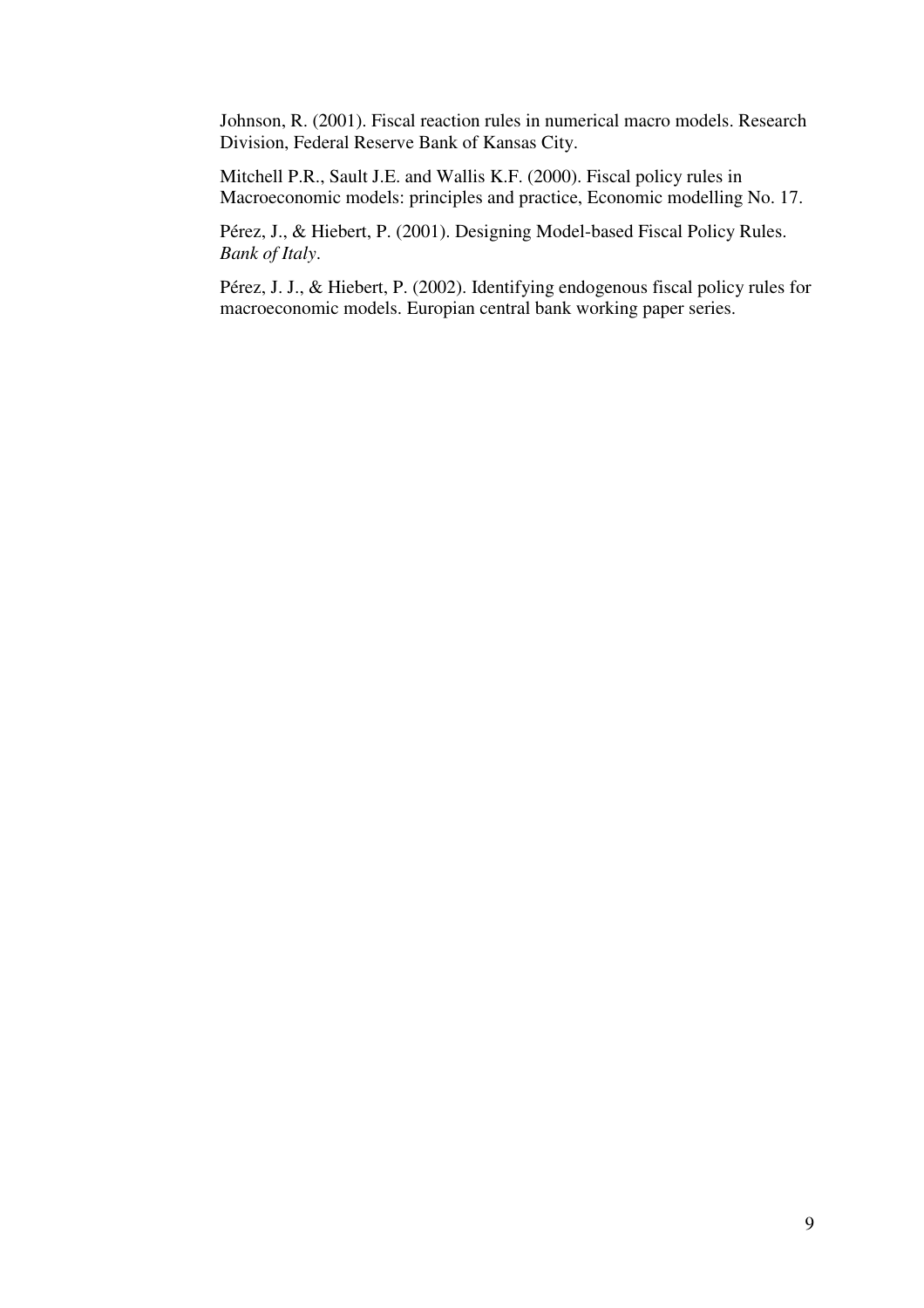Johnson, R. (2001). Fiscal reaction rules in numerical macro models. Research Division, Federal Reserve Bank of Kansas City.

Mitchell P.R., Sault J.E. and Wallis K.F. (2000). Fiscal policy rules in Macroeconomic models: principles and practice, Economic modelling No. 17.

Pérez, J., & Hiebert, P. (2001). Designing Model-based Fiscal Policy Rules. *Bank of Italy*.

Pérez, J. J., & Hiebert, P. (2002). Identifying endogenous fiscal policy rules for macroeconomic models. Europian central bank working paper series.